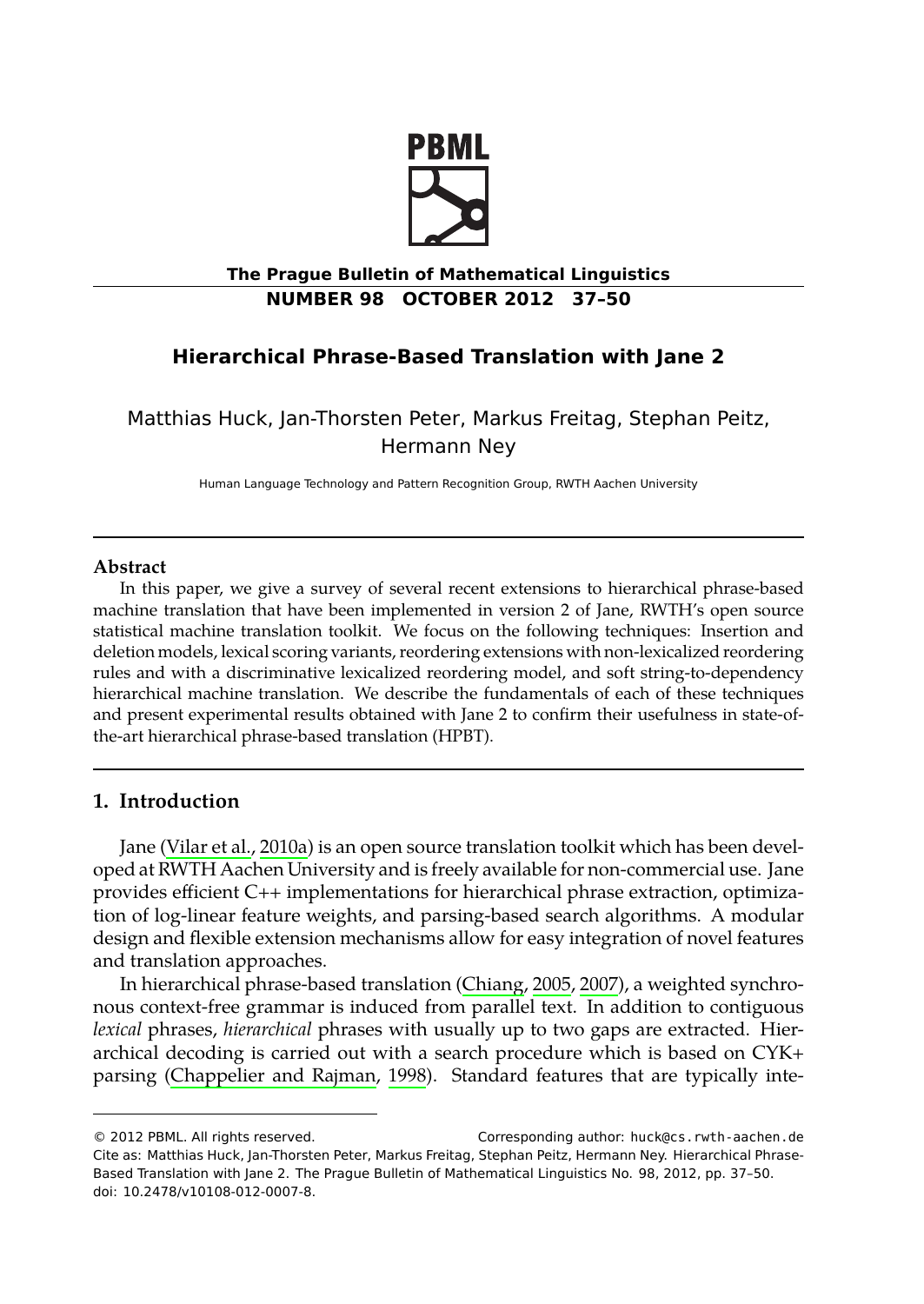**The Prague Bulletin of Mathematical Linguistics**
**NUMBER 98 OCTOBER 2012 37–50**

# Hierarchical Phrase-Based Translation with Jane 2

Matthias Huck, Jan-Thorsten Peter, Markus Freitag, Stephan Peitz, Hermann Ney

Human Language Technology and Pattern Recognition Group, RWTH Aachen University

### Abstract

In this paper, we give a survey of several recent extensions to hierarchical phrase-based machine translation that have been implemented in version 2 of Jane, RWTH's open source statistical machine translation toolkit. We focus on the following techniques: Insertion and deletion models, lexical scoring variants, reordering extensions with non-lexicalized reordering rules and with a discriminative lexicalized reordering model, and soft string-to-dependency hierarchical machine translation. We describe the fundamentals of each of these techniques and present experimental results obtained with Jane 2 to confirm their usefulness in state-of-the-art hierarchical phrase-based translation (HPBT).

## 1. Introduction

Jane (Vilar et al., 2010a) is an open source translation toolkit which has been developed at RWTH Aachen University and is freely available for non-commercial use. Jane provides efficient C++ implementations for hierarchical phrase extraction, optimization of log-linear feature weights, and parsing-based search algorithms. A modular design and flexible extension mechanisms allow for easy integration of novel features and translation approaches.

In hierarchical phrase-based translation (Chiang, 2005, 2007), a weighted synchronous context-free grammar is induced from parallel text. In addition to contiguous *lexical* phrases, *hierarchical* phrases with usually up to two gaps are extracted. Hierarchical decoding is carried out with a search procedure which is based on CYK+ parsing (Chappelier and Rajman, 1998). Standard features that are typically inte-

---

© 2012 PBML. All rights reserved. Corresponding author: huck@cs.rwth-aachen.de
Cite as: Matthias Huck, Jan-Thorsten Peter, Markus Freitag, Stephan Peitz, Hermann Ney. Hierarchical Phrase-Based Translation with Jane 2. The Prague Bulletin of Mathematical Linguistics No. 98, 2012, pp. 37–50. doi: 10.2478/v10108-012-0007-8.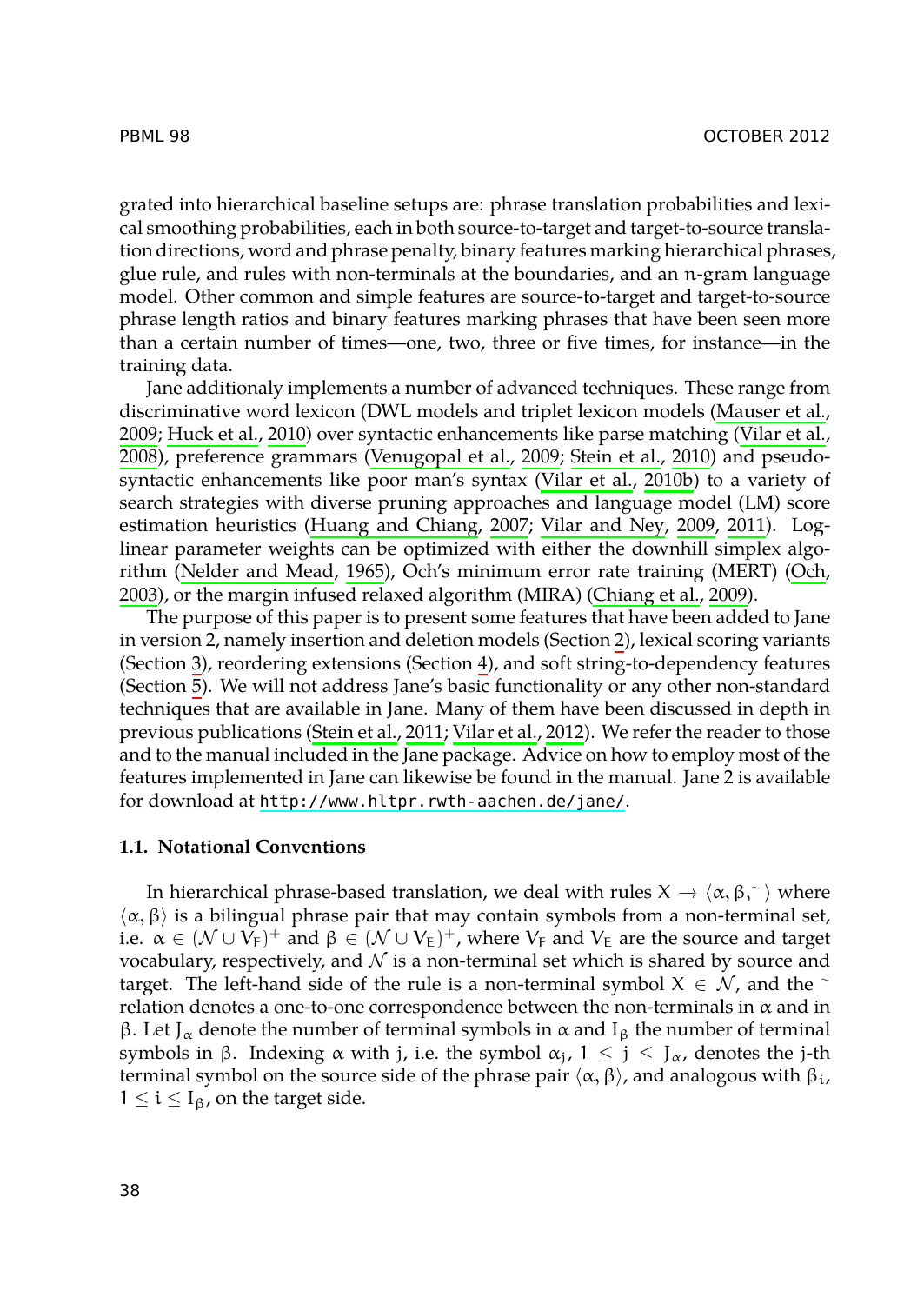grated into hierarchical baseline setups are: phrase translation probabilities and lexical smoothing probabilities, each in both source-to-target and target-to-source translation directions, word and phrase penalty, binary features marking hierarchical phrases, glue rule, and rules with non-terminals at the boundaries, and an $n$-gram language model. Other common and simple features are source-to-target and target-to-source phrase length ratios and binary features marking phrases that have been seen more than a certain number of times—one, two, three or five times, for instance—in the training data.

Jane additionaly implements a number of advanced techniques. These range from discriminative word lexicon (DWL models and triplet lexicon models (Mauser et al., 2009; Huck et al., 2010) over syntactic enhancements like parse matching (Vilar et al., 2008), preference grammars (Venugopal et al., 2009; Stein et al., 2010) and pseudo-syntactic enhancements like poor man's syntax (Vilar et al., 2010b) to a variety of search strategies with diverse pruning approaches and language model (LM) score estimation heuristics (Huang and Chiang, 2007; Vilar and Ney, 2009, 2011). Log-linear parameter weights can be optimized with either the downhill simplex algorithm (Nelder and Mead, 1965), Och's minimum error rate training (MERT) (Och, 2003), or the margin infused relaxed algorithm (MIRA) (Chiang et al., 2009).

The purpose of this paper is to present some features that have been added to Jane in version 2, namely insertion and deletion models (Section 2), lexical scoring variants (Section 3), reordering extensions (Section 4), and soft string-to-dependency features (Section 5). We will not address Jane's basic functionality or any other non-standard techniques that are available in Jane. Many of them have been discussed in depth in previous publications (Stein et al., 2011; Vilar et al., 2012). We refer the reader to those and to the manual included in the Jane package. Advice on how to employ most of the features implemented in Jane can likewise be found in the manual. Jane 2 is available for download at http://www.hltpr.rwth-aachen.de/jane/.

### 1.1. Notational Conventions

In hierarchical phrase-based translation, we deal with rules $X \rightarrow \langle \alpha, \beta, \sim \rangle$ where $\langle \alpha, \beta \rangle$ is a bilingual phrase pair that may contain symbols from a non-terminal set, i.e. $\alpha \in (\mathcal{N} \cup V_F)^+$ and $\beta \in (\mathcal{N} \cup V_E)^+$, where $V_F$ and $V_E$ are the source and target vocabulary, respectively, and $\mathcal{N}$ is a non-terminal set which is shared by source and target. The left-hand side of the rule is a non-terminal symbol $X \in \mathcal{N}$, and the $\sim$ relation denotes a one-to-one correspondence between the non-terminals in $\alpha$ and in $\beta$. Let $J_\alpha$ denote the number of terminal symbols in $\alpha$ and $I_\beta$ the number of terminal symbols in $\beta$. Indexing $\alpha$ with $j$, i.e. the symbol $\alpha_j$, $1 \leq j \leq J_\alpha$, denotes the $j$-th terminal symbol on the source side of the phrase pair $\langle \alpha, \beta \rangle$, and analogous with $\beta_i$, $1 \leq i \leq I_\beta$, on the target side.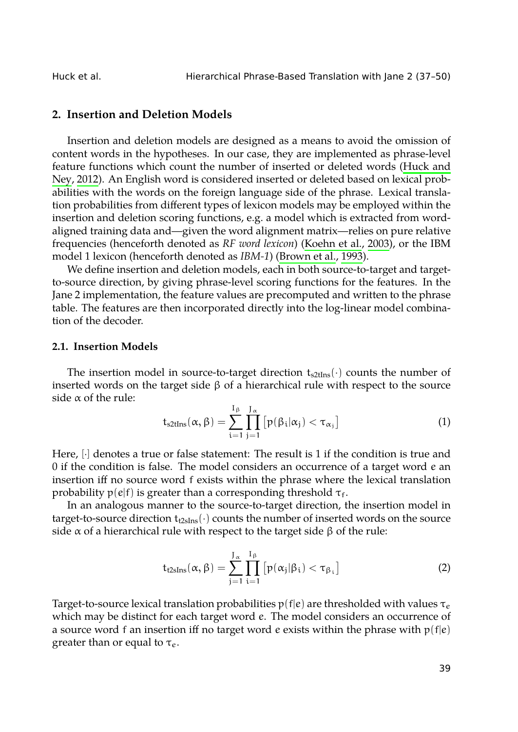## 2. Insertion and Deletion Models

Insertion and deletion models are designed as a means to avoid the omission of content words in the hypotheses. In our case, they are implemented as phrase-level feature functions which count the number of inserted or deleted words (Huck and Ney, 2012). An English word is considered inserted or deleted based on lexical probabilities with the words on the foreign language side of the phrase. Lexical translation probabilities from different types of lexicon models may be employed within the insertion and deletion scoring functions, e.g. a model which is extracted from word-aligned training data and—given the word alignment matrix—relies on pure relative frequencies (henceforth denoted as *RF word lexicon*) (Koehn et al., 2003), or the IBM model 1 lexicon (henceforth denoted as *IBM-1*) (Brown et al., 1993).

We define insertion and deletion models, each in both source-to-target and target-to-source direction, by giving phrase-level scoring functions for the features. In the Jane 2 implementation, the feature values are precomputed and written to the phrase table. The features are then incorporated directly into the log-linear model combination of the decoder.

### 2.1. Insertion Models

The insertion model in source-to-target direction $t_{\text{s2tIns}}(\cdot)$ counts the number of inserted words on the target side $\beta$ of a hierarchical rule with respect to the source side $\alpha$ of the rule:

$$t_{\text{s2tIns}}(\alpha, \beta) = \sum_{i=1}^{I_\beta} \prod_{j=1}^{J_\alpha} \left[ p(\beta_i | \alpha_j) < \tau_{\alpha_j} \right] \tag{1}$$

Here, $[\cdot]$ denotes a true or false statement: The result is 1 if the condition is true and 0 if the condition is false. The model considers an occurrence of a target word $e$ an insertion iff no source word $f$ exists within the phrase where the lexical translation probability $p(e|f)$ is greater than a corresponding threshold $\tau_f$.

In an analogous manner to the source-to-target direction, the insertion model in target-to-source direction $t_{\text{t2sIns}}(\cdot)$ counts the number of inserted words on the source side $\alpha$ of a hierarchical rule with respect to the target side $\beta$ of the rule:

$$t_{\text{t2sIns}}(\alpha, \beta) = \sum_{j=1}^{J_\alpha} \prod_{i=1}^{I_\beta} \left[ p(\alpha_j | \beta_i) < \tau_{\beta_i} \right] \tag{2}$$

Target-to-source lexical translation probabilities $p(f|e)$ are thresholded with values $\tau_e$ which may be distinct for each target word $e$. The model considers an occurrence of a source word $f$ an insertion iff no target word $e$ exists within the phrase with $p(f|e)$ greater than or equal to $\tau_e$.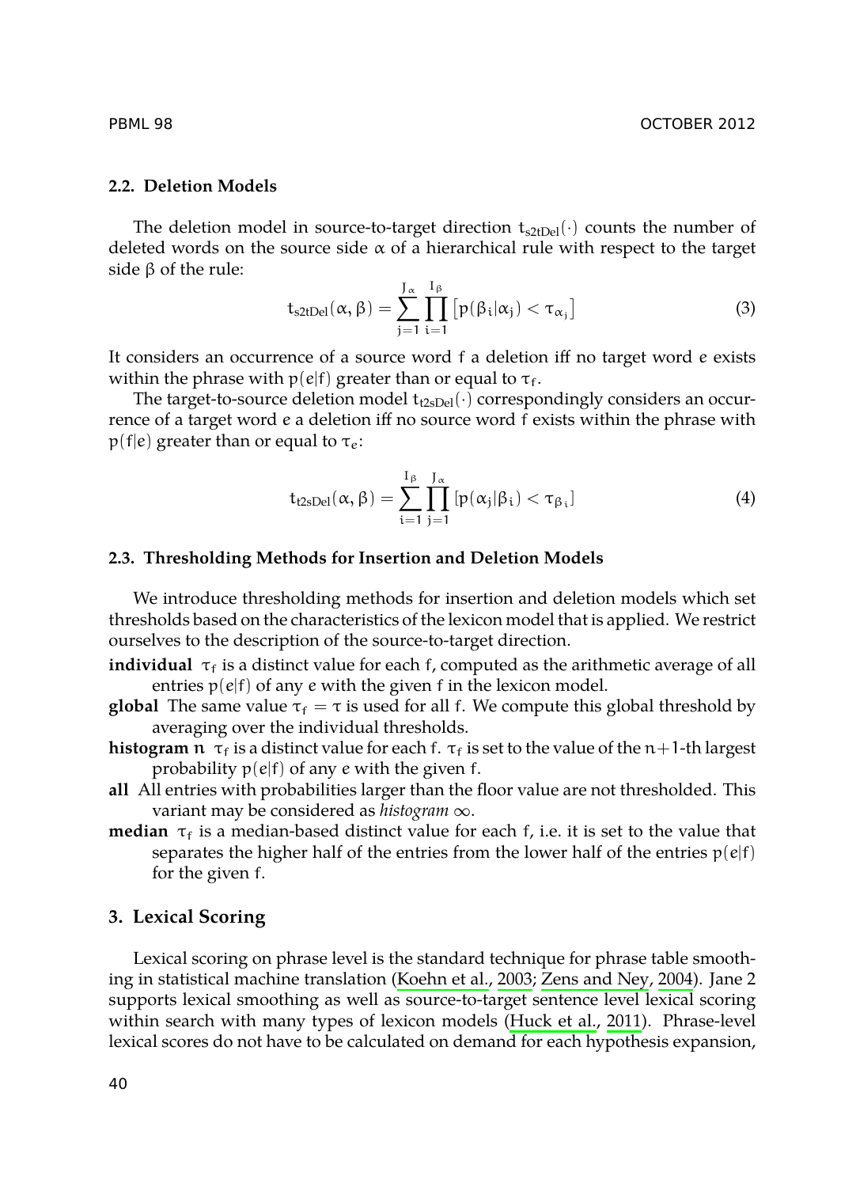### 2.2. Deletion Models

The deletion model in source-to-target direction $t_{s2tDel}(\cdot)$ counts the number of deleted words on the source side $\alpha$ of a hierarchical rule with respect to the target side $\beta$ of the rule:

$$t_{s2tDel}(\alpha, \beta) = \sum_{j=1}^{J_\alpha} \prod_{i=1}^{I_\beta} \left[ p(\beta_i | \alpha_j) < \tau_{\alpha_j} \right] \tag{3}$$

It considers an occurrence of a source word $f$ a deletion iff no target word $e$ exists within the phrase with $p(e|f)$ greater than or equal to $\tau_f$.

The target-to-source deletion model $t_{t2sDel}(\cdot)$ correspondingly considers an occurrence of a target word $e$ a deletion iff no source word $f$ exists within the phrase with $p(f|e)$ greater than or equal to $\tau_e$:

$$t_{t2sDel}(\alpha, \beta) = \sum_{i=1}^{I_\beta} \prod_{j=1}^{J_\alpha} \left[ p(\alpha_j | \beta_i) < \tau_{\beta_i} \right] \tag{4}$$

### 2.3. Thresholding Methods for Insertion and Deletion Models

We introduce thresholding methods for insertion and deletion models which set thresholds based on the characteristics of the lexicon model that is applied. We restrict ourselves to the description of the source-to-target direction.

**individual** $\tau_f$ is a distinct value for each $f$, computed as the arithmetic average of all entries $p(e|f)$ of any $e$ with the given $f$ in the lexicon model.

**global** The same value $\tau_f = \tau$ is used for all $f$. We compute this global threshold by averaging over the individual thresholds.

**histogram $n$** $\tau_f$ is a distinct value for each $f$. $\tau_f$ is set to the value of the $n+1$-th largest probability $p(e|f)$ of any $e$ with the given $f$.

**all** All entries with probabilities larger than the floor value are not thresholded. This variant may be considered as *histogram* $\infty$.

**median** $\tau_f$ is a median-based distinct value for each $f$, i.e. it is set to the value that separates the higher half of the entries from the lower half of the entries $p(e|f)$ for the given $f$.

## 3. Lexical Scoring

Lexical scoring on phrase level is the standard technique for phrase table smoothing in statistical machine translation (Koehn et al., 2003; Zens and Ney, 2004). Jane 2 supports lexical smoothing as well as source-to-target sentence level lexical scoring within search with many types of lexicon models (Huck et al., 2011). Phrase-level lexical scores do not have to be calculated on demand for each hypothesis expansion,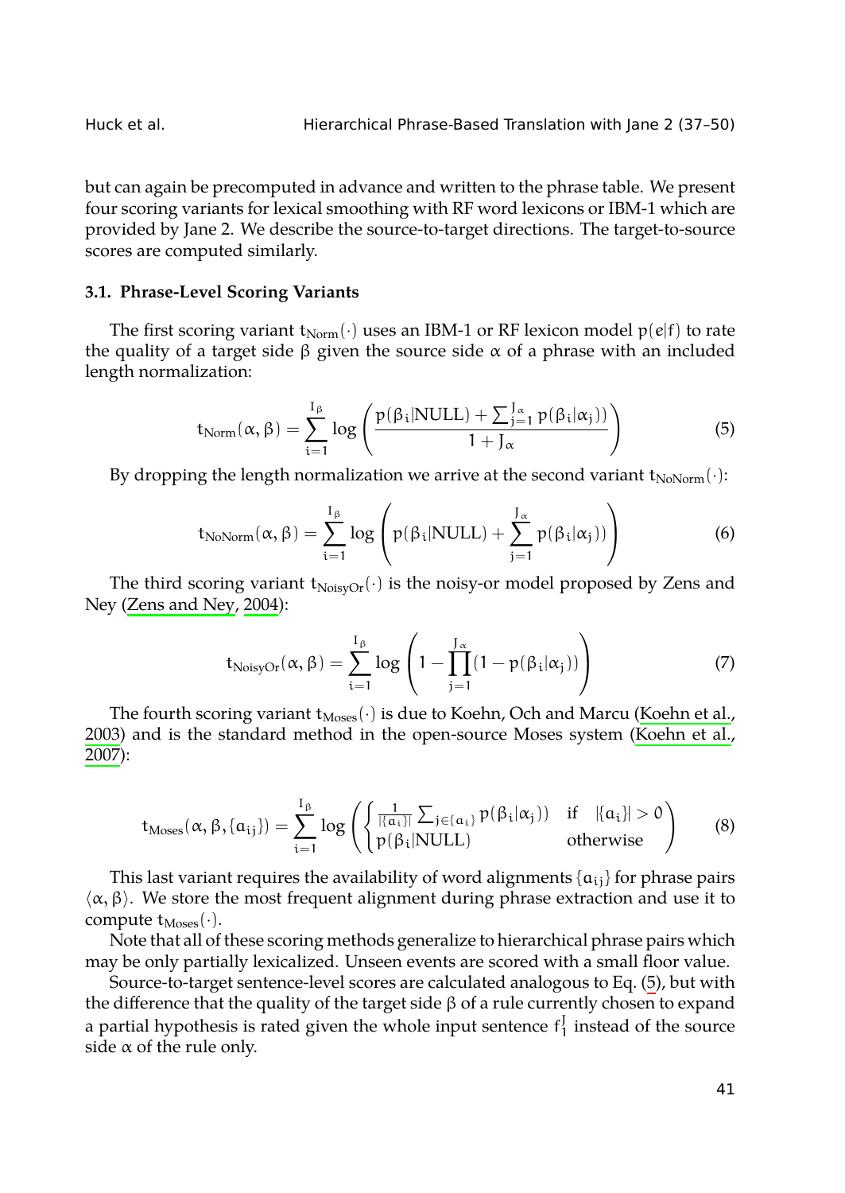but can again be precomputed in advance and written to the phrase table. We present four scoring variants for lexical smoothing with RF word lexicons or IBM-1 which are provided by Jane 2. We describe the source-to-target directions. The target-to-source scores are computed similarly.

### 3.1. Phrase-Level Scoring Variants

The first scoring variant $t_{\text{Norm}}(\cdot)$ uses an IBM-1 or RF lexicon model $p(e|f)$ to rate the quality of a target side $\beta$ given the source side $\alpha$ of a phrase with an included length normalization:

$$t_{\text{Norm}}(\alpha, \beta) = \sum_{i=1}^{I_\beta} \log \left( \frac{p(\beta_i|\text{NULL}) + \sum_{j=1}^{J_\alpha} p(\beta_i|\alpha_j))}{1 + J_\alpha} \right) \tag{5}$$

By dropping the length normalization we arrive at the second variant $t_{\text{NoNorm}}(\cdot)$:

$$t_{\text{NoNorm}}(\alpha, \beta) = \sum_{i=1}^{I_\beta} \log \left( p(\beta_i|\text{NULL}) + \sum_{j=1}^{J_\alpha} p(\beta_i|\alpha_j)) \right) \tag{6}$$

The third scoring variant $t_{\text{NoisyOr}}(\cdot)$ is the noisy-or model proposed by Zens and Ney (Zens and Ney, 2004):

$$t_{\text{NoisyOr}}(\alpha, \beta) = \sum_{i=1}^{I_\beta} \log \left( 1 - \prod_{j=1}^{J_\alpha} (1 - p(\beta_i|\alpha_j)) \right) \tag{7}$$

The fourth scoring variant $t_{\text{Moses}}(\cdot)$ is due to Koehn, Och and Marcu (Koehn et al., 2003) and is the standard method in the open-source Moses system (Koehn et al., 2007):

$$t_{\text{Moses}}(\alpha, \beta, \{a_{ij}\}) = \sum_{i=1}^{I_\beta} \log \left( \begin{cases} \frac{1}{|\{a_i\}|} \sum_{j \in \{a_i\}} p(\beta_i|\alpha_j)) & \text{if} \quad |\{a_i\}| > 0 \\ p(\beta_i|\text{NULL}) & \text{otherwise} \end{cases} \right) \tag{8}$$

This last variant requires the availability of word alignments $\{a_{ij}\}$ for phrase pairs $\langle \alpha, \beta \rangle$. We store the most frequent alignment during phrase extraction and use it to compute $t_{\text{Moses}}(\cdot)$.

Note that all of these scoring methods generalize to hierarchical phrase pairs which may be only partially lexicalized. Unseen events are scored with a small floor value.

Source-to-target sentence-level scores are calculated analogous to Eq. (5), but with the difference that the quality of the target side $\beta$ of a rule currently chosen to expand a partial hypothesis is rated given the whole input sentence $f_1^J$ instead of the source side $\alpha$ of the rule only.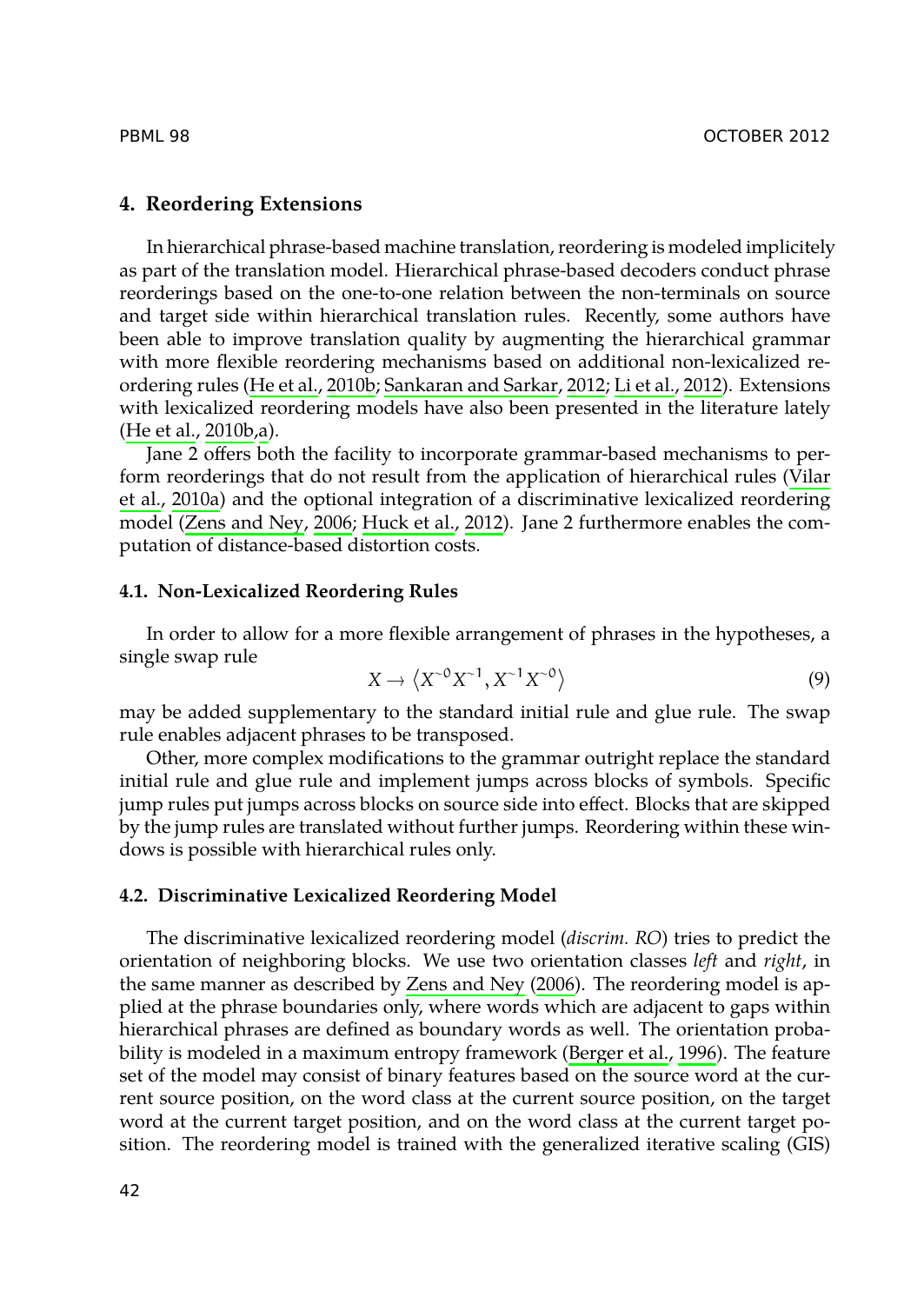## 4. Reordering Extensions

In hierarchical phrase-based machine translation, reordering is modeled implicitely as part of the translation model. Hierarchical phrase-based decoders conduct phrase reorderings based on the one-to-one relation between the non-terminals on source and target side within hierarchical translation rules. Recently, some authors have been able to improve translation quality by augmenting the hierarchical grammar with more flexible reordering mechanisms based on additional non-lexicalized reordering rules (He et al., 2010b; Sankaran and Sarkar, 2012; Li et al., 2012). Extensions with lexicalized reordering models have also been presented in the literature lately (He et al., 2010b,a).

Jane 2 offers both the facility to incorporate grammar-based mechanisms to perform reorderings that do not result from the application of hierarchical rules (Vilar et al., 2010a) and the optional integration of a discriminative lexicalized reordering model (Zens and Ney, 2006; Huck et al., 2012). Jane 2 furthermore enables the computation of distance-based distortion costs.

### 4.1. Non-Lexicalized Reordering Rules

In order to allow for a more flexible arrangement of phrases in the hypotheses, a single swap rule

$$X \to \left\langle X^{\sim 0} X^{\sim 1}, X^{\sim 1} X^{\sim 0} \right\rangle \tag{9}$$

may be added supplementary to the standard initial rule and glue rule. The swap rule enables adjacent phrases to be transposed.

Other, more complex modifications to the grammar outright replace the standard initial rule and glue rule and implement jumps across blocks of symbols. Specific jump rules put jumps across blocks on source side into effect. Blocks that are skipped by the jump rules are translated without further jumps. Reordering within these windows is possible with hierarchical rules only.

### 4.2. Discriminative Lexicalized Reordering Model

The discriminative lexicalized reordering model (*discrim. RO*) tries to predict the orientation of neighboring blocks. We use two orientation classes *left* and *right*, in the same manner as described by Zens and Ney (2006). The reordering model is applied at the phrase boundaries only, where words which are adjacent to gaps within hierarchical phrases are defined as boundary words as well. The orientation probability is modeled in a maximum entropy framework (Berger et al., 1996). The feature set of the model may consist of binary features based on the source word at the current source position, on the word class at the current source position, on the target word at the current target position, and on the word class at the current target position. The reordering model is trained with the generalized iterative scaling (GIS)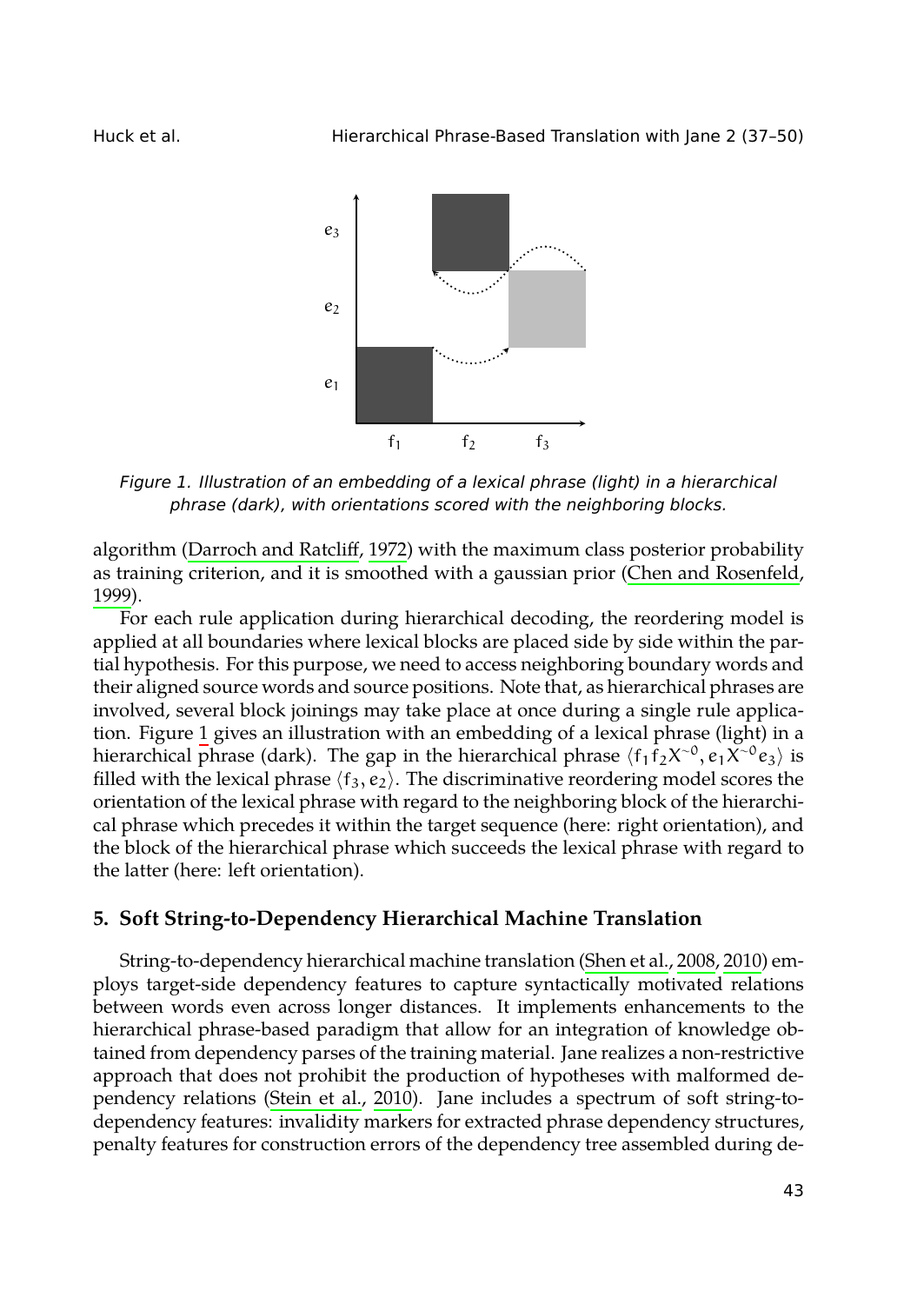*Figure 1. Illustration of an embedding of a lexical phrase (light) in a hierarchical phrase (dark), with orientations scored with the neighboring blocks.*

algorithm (Darroch and Ratcliff, 1972) with the maximum class posterior probability as training criterion, and it is smoothed with a gaussian prior (Chen and Rosenfeld, 1999).

For each rule application during hierarchical decoding, the reordering model is applied at all boundaries where lexical blocks are placed side by side within the partial hypothesis. For this purpose, we need to access neighboring boundary words and their aligned source words and source positions. Note that, as hierarchical phrases are involved, several block joinings may take place at once during a single rule application. Figure 1 gives an illustration with an embedding of a lexical phrase (light) in a hierarchical phrase (dark). The gap in the hierarchical phrase $\langle f_1 f_2 X^{\sim 0}, e_1 X^{\sim 0} e_3 \rangle$ is filled with the lexical phrase $\langle f_3, e_2 \rangle$. The discriminative reordering model scores the orientation of the lexical phrase with regard to the neighboring block of the hierarchical phrase which precedes it within the target sequence (here: right orientation), and the block of the hierarchical phrase which succeeds the lexical phrase with regard to the latter (here: left orientation).

## 5. Soft String-to-Dependency Hierarchical Machine Translation

String-to-dependency hierarchical machine translation (Shen et al., 2008, 2010) employs target-side dependency features to capture syntactically motivated relations between words even across longer distances. It implements enhancements to the hierarchical phrase-based paradigm that allow for an integration of knowledge obtained from dependency parses of the training material. Jane realizes a non-restrictive approach that does not prohibit the production of hypotheses with malformed dependency relations (Stein et al., 2010). Jane includes a spectrum of soft string-to-dependency features: invalidity markers for extracted phrase dependency structures, penalty features for construction errors of the dependency tree assembled during de-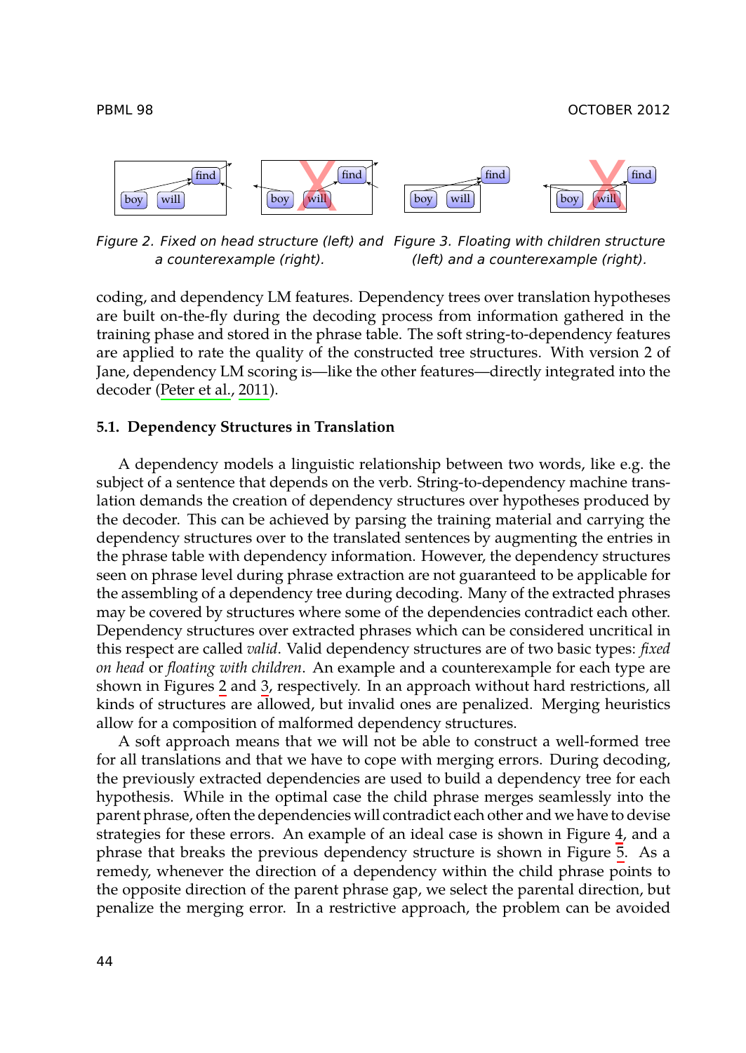Figure 2. Fixed on head structure (left) and a counterexample (right).

Figure 3. Floating with children structure (left) and a counterexample (right).

coding, and dependency LM features. Dependency trees over translation hypotheses are built on-the-fly during the decoding process from information gathered in the training phase and stored in the phrase table. The soft string-to-dependency features are applied to rate the quality of the constructed tree structures. With version 2 of Jane, dependency LM scoring is—like the other features—directly integrated into the decoder (Peter et al., 2011).

### 5.1. Dependency Structures in Translation

A dependency models a linguistic relationship between two words, like e.g. the subject of a sentence that depends on the verb. String-to-dependency machine translation demands the creation of dependency structures over hypotheses produced by the decoder. This can be achieved by parsing the training material and carrying the dependency structures over to the translated sentences by augmenting the entries in the phrase table with dependency information. However, the dependency structures seen on phrase level during phrase extraction are not guaranteed to be applicable for the assembling of a dependency tree during decoding. Many of the extracted phrases may be covered by structures where some of the dependencies contradict each other. Dependency structures over extracted phrases which can be considered uncritical in this respect are called *valid*. Valid dependency structures are of two basic types: *fixed on head* or *floating with children*. An example and a counterexample for each type are shown in Figures 2 and 3, respectively. In an approach without hard restrictions, all kinds of structures are allowed, but invalid ones are penalized. Merging heuristics allow for a composition of malformed dependency structures.

A soft approach means that we will not be able to construct a well-formed tree for all translations and that we have to cope with merging errors. During decoding, the previously extracted dependencies are used to build a dependency tree for each hypothesis. While in the optimal case the child phrase merges seamlessly into the parent phrase, often the dependencies will contradict each other and we have to devise strategies for these errors. An example of an ideal case is shown in Figure 4, and a phrase that breaks the previous dependency structure is shown in Figure 5. As a remedy, whenever the direction of a dependency within the child phrase points to the opposite direction of the parent phrase gap, we select the parental direction, but penalize the merging error. In a restrictive approach, the problem can be avoided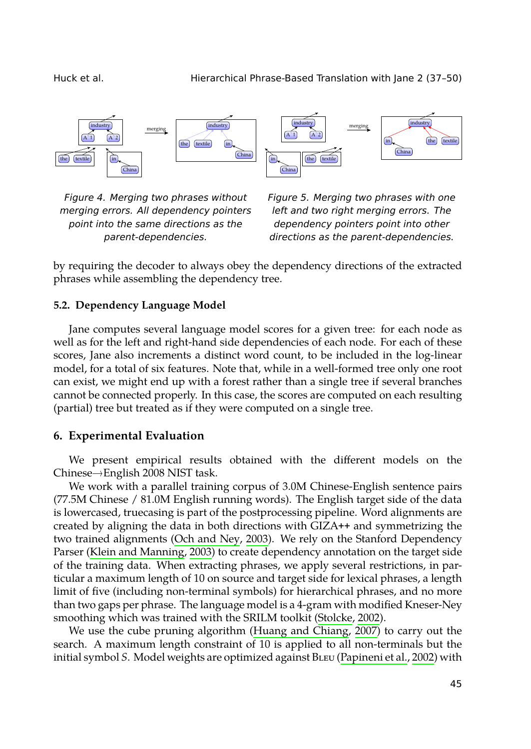Figure 4. Merging two phrases without merging errors. All dependency pointers point into the same directions as the parent-dependencies.

Figure 5. Merging two phrases with one left and two right merging errors. The dependency pointers point into other directions as the parent-dependencies.

by requiring the decoder to always obey the dependency directions of the extracted phrases while assembling the dependency tree.

### 5.2. Dependency Language Model

Jane computes several language model scores for a given tree: for each node as well as for the left and right-hand side dependencies of each node. For each of these scores, Jane also increments a distinct word count, to be included in the log-linear model, for a total of six features. Note that, while in a well-formed tree only one root can exist, we might end up with a forest rather than a single tree if several branches cannot be connected properly. In this case, the scores are computed on each resulting (partial) tree but treated as if they were computed on a single tree.

## 6. Experimental Evaluation

We present empirical results obtained with the different models on the Chinese→English 2008 NIST task.

We work with a parallel training corpus of 3.0M Chinese-English sentence pairs (77.5M Chinese / 81.0M English running words). The English target side of the data is lowercased, truecasing is part of the postprocessing pipeline. Word alignments are created by aligning the data in both directions with GIZA++ and symmetrizing the two trained alignments (Och and Ney, 2003). We rely on the Stanford Dependency Parser (Klein and Manning, 2003) to create dependency annotation on the target side of the training data. When extracting phrases, we apply several restrictions, in particular a maximum length of 10 on source and target side for lexical phrases, a length limit of five (including non-terminal symbols) for hierarchical phrases, and no more than two gaps per phrase. The language model is a 4-gram with modified Kneser-Ney smoothing which was trained with the SRILM toolkit (Stolcke, 2002).

We use the cube pruning algorithm (Huang and Chiang, 2007) to carry out the search. A maximum length constraint of 10 is applied to all non-terminals but the initial symbol $S$. Model weights are optimized against Bleu (Papineni et al., 2002) with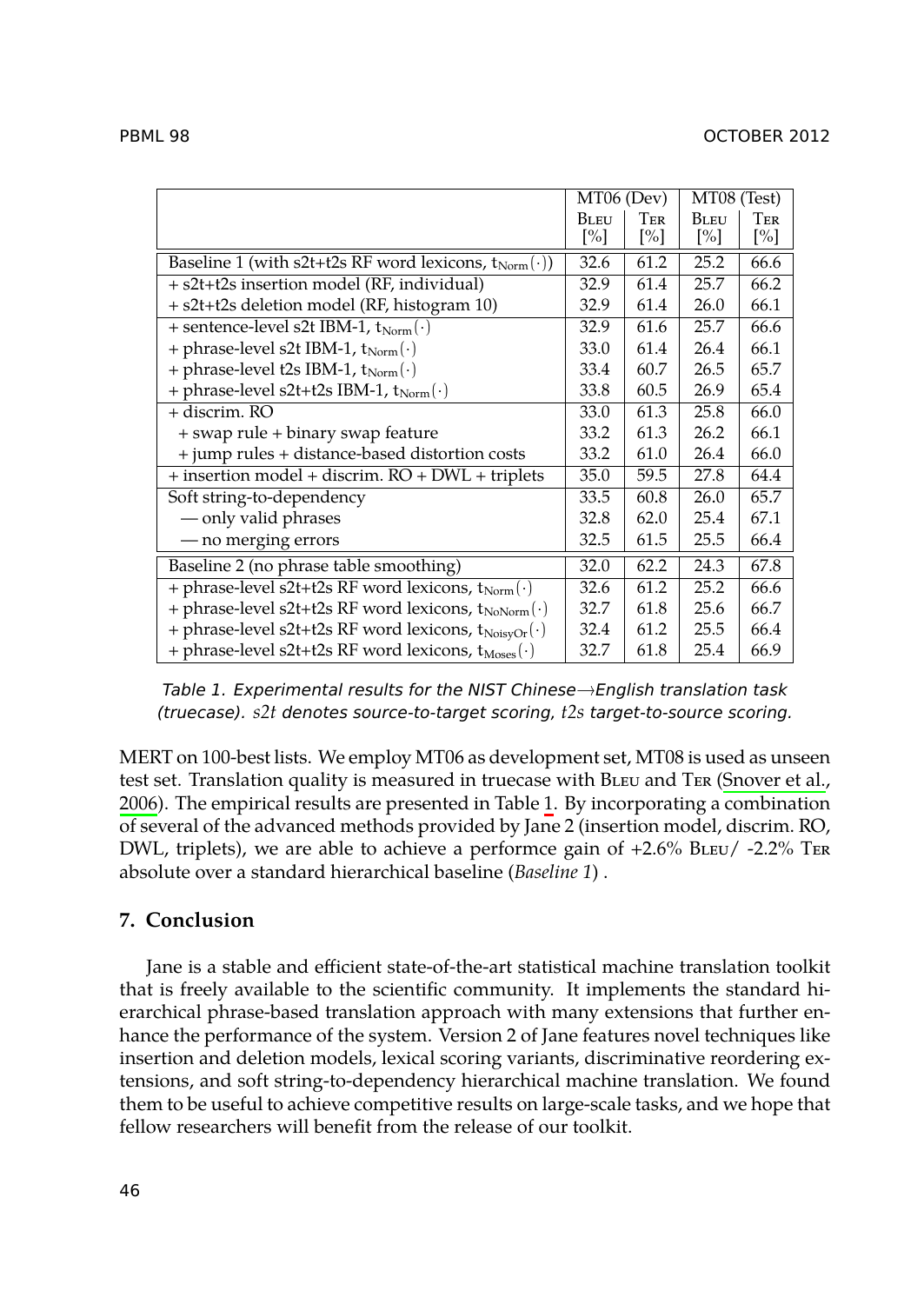| | MT06 (Dev) | | MT08 (Test) | |
|---|---|---|---|---|
| | BLEU [%] | TER [%] | BLEU [%] | TER [%] |
| Baseline 1 (with s2t+t2s RF word lexicons, $t_{\text{Norm}}(\cdot)$) | 32.6 | 61.2 | 25.2 | 66.6 |
| + s2t+t2s insertion model (RF, individual) | 32.9 | 61.4 | 25.7 | 66.2 |
| + s2t+t2s deletion model (RF, histogram 10) | 32.9 | 61.4 | 26.0 | 66.1 |
| + sentence-level s2t IBM-1, $t_{\text{Norm}}(\cdot)$ | 32.9 | 61.6 | 25.7 | 66.6 |
| + phrase-level s2t IBM-1, $t_{\text{Norm}}(\cdot)$ | 33.0 | 61.4 | 26.4 | 66.1 |
| + phrase-level t2s IBM-1, $t_{\text{Norm}}(\cdot)$ | 33.4 | 60.7 | 26.5 | 65.7 |
| + phrase-level s2t+t2s IBM-1, $t_{\text{Norm}}(\cdot)$ | 33.8 | 60.5 | 26.9 | 65.4 |
| + discrim. RO | 33.0 | 61.3 | 25.8 | 66.0 |
| + swap rule + binary swap feature | 33.2 | 61.3 | 26.2 | 66.1 |
| + jump rules + distance-based distortion costs | 33.2 | 61.0 | 26.4 | 66.0 |
| + insertion model + discrim. RO + DWL + triplets | 35.0 | 59.5 | 27.8 | 64.4 |
| Soft string-to-dependency | 33.5 | 60.8 | 26.0 | 65.7 |
| — only valid phrases | 32.8 | 62.0 | 25.4 | 67.1 |
| — no merging errors | 32.5 | 61.5 | 25.5 | 66.4 |
| Baseline 2 (no phrase table smoothing) | 32.0 | 62.2 | 24.3 | 67.8 |
| + phrase-level s2t+t2s RF word lexicons, $t_{\text{Norm}}(\cdot)$ | 32.6 | 61.2 | 25.2 | 66.6 |
| + phrase-level s2t+t2s RF word lexicons, $t_{\text{NoNorm}}(\cdot)$ | 32.7 | 61.8 | 25.6 | 66.7 |
| + phrase-level s2t+t2s RF word lexicons, $t_{\text{NoisyOr}}(\cdot)$ | 32.4 | 61.2 | 25.5 | 66.4 |
| + phrase-level s2t+t2s RF word lexicons, $t_{\text{Moses}}(\cdot)$ | 32.7 | 61.8 | 25.4 | 66.9 |

*Table 1. Experimental results for the NIST Chinese→English translation task (truecase). s2t denotes source-to-target scoring, t2s target-to-source scoring.*

MERT on 100-best lists. We employ MT06 as development set, MT08 is used as unseen test set. Translation quality is measured in truecase with BLEU and TER (Snover et al., 2006). The empirical results are presented in Table 1. By incorporating a combination of several of the advanced methods provided by Jane 2 (insertion model, discrim. RO, DWL, triplets), we are able to achieve a performce gain of +2.6% BLEU/ -2.2% TER absolute over a standard hierarchical baseline (*Baseline 1*) .

## 7. Conclusion

Jane is a stable and efficient state-of-the-art statistical machine translation toolkit that is freely available to the scientific community. It implements the standard hierarchical phrase-based translation approach with many extensions that further enhance the performance of the system. Version 2 of Jane features novel techniques like insertion and deletion models, lexical scoring variants, discriminative reordering extensions, and soft string-to-dependency hierarchical machine translation. We found them to be useful to achieve competitive results on large-scale tasks, and we hope that fellow researchers will benefit from the release of our toolkit.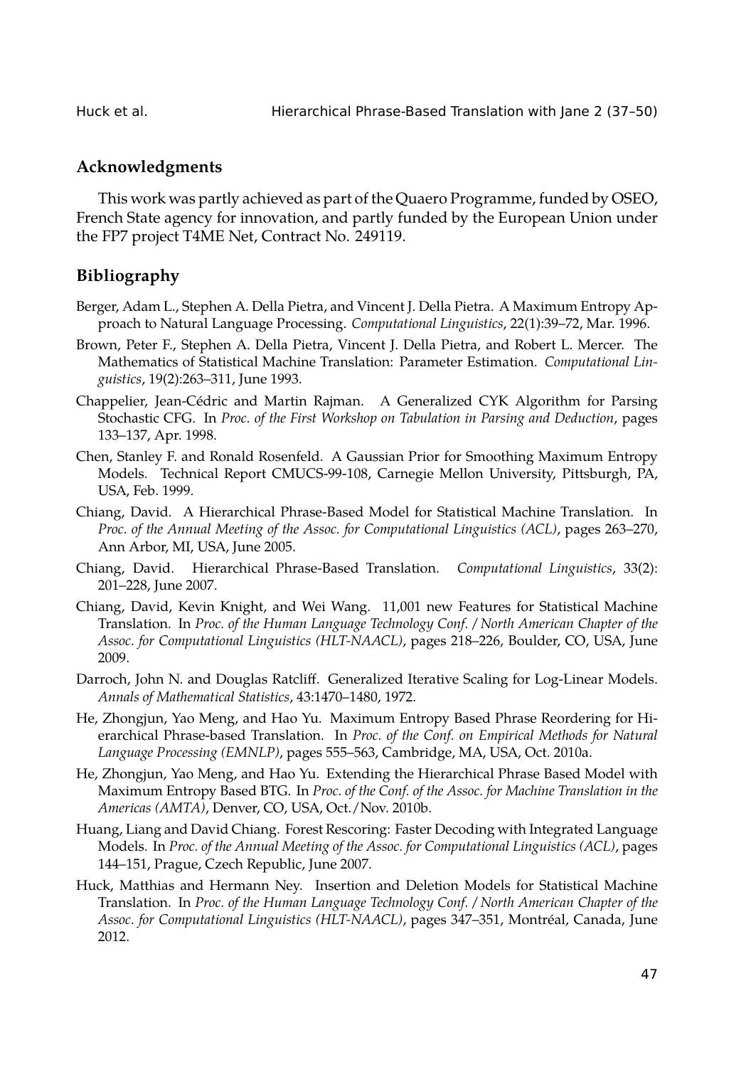## Acknowledgments

This work was partly achieved as part of the Quaero Programme, funded by OSEO, French State agency for innovation, and partly funded by the European Union under the FP7 project T4ME Net, Contract No. 249119.

## Bibliography

Berger, Adam L., Stephen A. Della Pietra, and Vincent J. Della Pietra. A Maximum Entropy Approach to Natural Language Processing. *Computational Linguistics*, 22(1):39–72, Mar. 1996.

Brown, Peter F., Stephen A. Della Pietra, Vincent J. Della Pietra, and Robert L. Mercer. The Mathematics of Statistical Machine Translation: Parameter Estimation. *Computational Linguistics*, 19(2):263–311, June 1993.

Chappelier, Jean-Cédric and Martin Rajman. A Generalized CYK Algorithm for Parsing Stochastic CFG. In *Proc. of the First Workshop on Tabulation in Parsing and Deduction*, pages 133–137, Apr. 1998.

Chen, Stanley F. and Ronald Rosenfeld. A Gaussian Prior for Smoothing Maximum Entropy Models. Technical Report CMUCS-99-108, Carnegie Mellon University, Pittsburgh, PA, USA, Feb. 1999.

Chiang, David. A Hierarchical Phrase-Based Model for Statistical Machine Translation. In *Proc. of the Annual Meeting of the Assoc. for Computational Linguistics (ACL)*, pages 263–270, Ann Arbor, MI, USA, June 2005.

Chiang, David. Hierarchical Phrase-Based Translation. *Computational Linguistics*, 33(2): 201–228, June 2007.

Chiang, David, Kevin Knight, and Wei Wang. 11,001 new Features for Statistical Machine Translation. In *Proc. of the Human Language Technology Conf. / North American Chapter of the Assoc. for Computational Linguistics (HLT-NAACL)*, pages 218–226, Boulder, CO, USA, June 2009.

Darroch, John N. and Douglas Ratcliff. Generalized Iterative Scaling for Log-Linear Models. *Annals of Mathematical Statistics*, 43:1470–1480, 1972.

He, Zhongjun, Yao Meng, and Hao Yu. Maximum Entropy Based Phrase Reordering for Hierarchical Phrase-based Translation. In *Proc. of the Conf. on Empirical Methods for Natural Language Processing (EMNLP)*, pages 555–563, Cambridge, MA, USA, Oct. 2010a.

He, Zhongjun, Yao Meng, and Hao Yu. Extending the Hierarchical Phrase Based Model with Maximum Entropy Based BTG. In *Proc. of the Conf. of the Assoc. for Machine Translation in the Americas (AMTA)*, Denver, CO, USA, Oct./Nov. 2010b.

Huang, Liang and David Chiang. Forest Rescoring: Faster Decoding with Integrated Language Models. In *Proc. of the Annual Meeting of the Assoc. for Computational Linguistics (ACL)*, pages 144–151, Prague, Czech Republic, June 2007.

Huck, Matthias and Hermann Ney. Insertion and Deletion Models for Statistical Machine Translation. In *Proc. of the Human Language Technology Conf. / North American Chapter of the Assoc. for Computational Linguistics (HLT-NAACL)*, pages 347–351, Montréal, Canada, June 2012.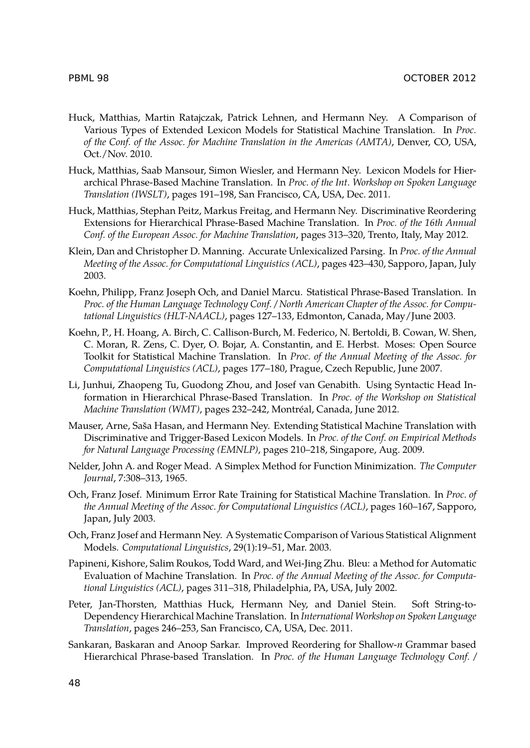Huck, Matthias, Martin Ratajczak, Patrick Lehnen, and Hermann Ney. A Comparison of Various Types of Extended Lexicon Models for Statistical Machine Translation. In *Proc. of the Conf. of the Assoc. for Machine Translation in the Americas (AMTA)*, Denver, CO, USA, Oct./Nov. 2010.

Huck, Matthias, Saab Mansour, Simon Wiesler, and Hermann Ney. Lexicon Models for Hierarchical Phrase-Based Machine Translation. In *Proc. of the Int. Workshop on Spoken Language Translation (IWSLT)*, pages 191–198, San Francisco, CA, USA, Dec. 2011.

Huck, Matthias, Stephan Peitz, Markus Freitag, and Hermann Ney. Discriminative Reordering Extensions for Hierarchical Phrase-Based Machine Translation. In *Proc. of the 16th Annual Conf. of the European Assoc. for Machine Translation*, pages 313–320, Trento, Italy, May 2012.

Klein, Dan and Christopher D. Manning. Accurate Unlexicalized Parsing. In *Proc. of the Annual Meeting of the Assoc. for Computational Linguistics (ACL)*, pages 423–430, Sapporo, Japan, July 2003.

Koehn, Philipp, Franz Joseph Och, and Daniel Marcu. Statistical Phrase-Based Translation. In *Proc. of the Human Language Technology Conf. / North American Chapter of the Assoc. for Computational Linguistics (HLT-NAACL)*, pages 127–133, Edmonton, Canada, May/June 2003.

Koehn, P., H. Hoang, A. Birch, C. Callison-Burch, M. Federico, N. Bertoldi, B. Cowan, W. Shen, C. Moran, R. Zens, C. Dyer, O. Bojar, A. Constantin, and E. Herbst. Moses: Open Source Toolkit for Statistical Machine Translation. In *Proc. of the Annual Meeting of the Assoc. for Computational Linguistics (ACL)*, pages 177–180, Prague, Czech Republic, June 2007.

Li, Junhui, Zhaopeng Tu, Guodong Zhou, and Josef van Genabith. Using Syntactic Head Information in Hierarchical Phrase-Based Translation. In *Proc. of the Workshop on Statistical Machine Translation (WMT)*, pages 232–242, Montréal, Canada, June 2012.

Mauser, Arne, Saša Hasan, and Hermann Ney. Extending Statistical Machine Translation with Discriminative and Trigger-Based Lexicon Models. In *Proc. of the Conf. on Empirical Methods for Natural Language Processing (EMNLP)*, pages 210–218, Singapore, Aug. 2009.

Nelder, John A. and Roger Mead. A Simplex Method for Function Minimization. *The Computer Journal*, 7:308–313, 1965.

Och, Franz Josef. Minimum Error Rate Training for Statistical Machine Translation. In *Proc. of the Annual Meeting of the Assoc. for Computational Linguistics (ACL)*, pages 160–167, Sapporo, Japan, July 2003.

Och, Franz Josef and Hermann Ney. A Systematic Comparison of Various Statistical Alignment Models. *Computational Linguistics*, 29(1):19–51, Mar. 2003.

Papineni, Kishore, Salim Roukos, Todd Ward, and Wei-Jing Zhu. Bleu: a Method for Automatic Evaluation of Machine Translation. In *Proc. of the Annual Meeting of the Assoc. for Computational Linguistics (ACL)*, pages 311–318, Philadelphia, PA, USA, July 2002.

Peter, Jan-Thorsten, Matthias Huck, Hermann Ney, and Daniel Stein. Soft String-to-Dependency Hierarchical Machine Translation. In *International Workshop on Spoken Language Translation*, pages 246–253, San Francisco, CA, USA, Dec. 2011.

Sankaran, Baskaran and Anoop Sarkar. Improved Reordering for Shallow-*n* Grammar based Hierarchical Phrase-based Translation. In *Proc. of the Human Language Technology Conf. /*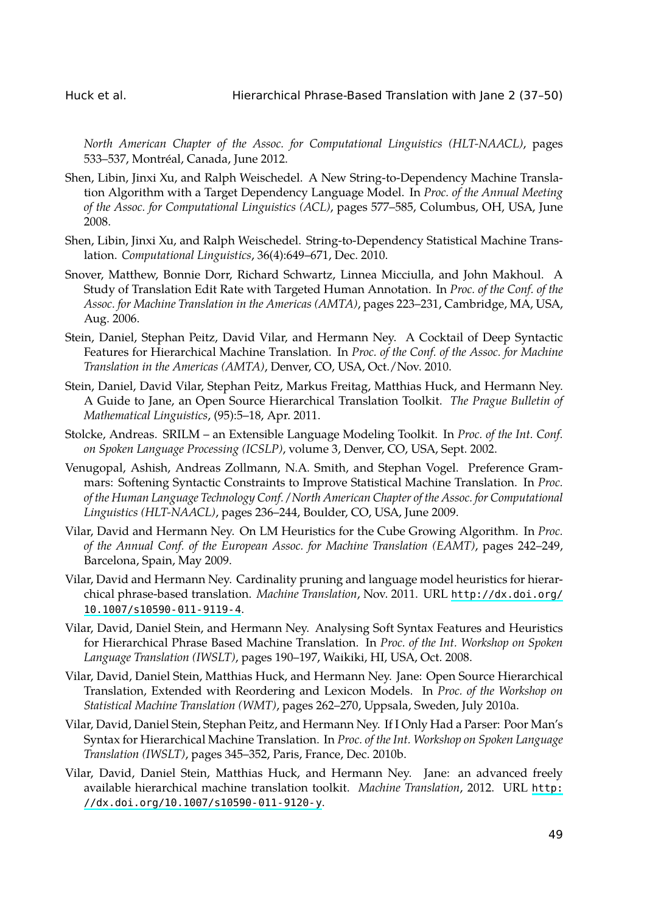*North American Chapter of the Assoc. for Computational Linguistics (HLT-NAACL)*, pages 533–537, Montréal, Canada, June 2012.

Shen, Libin, Jinxi Xu, and Ralph Weischedel. A New String-to-Dependency Machine Translation Algorithm with a Target Dependency Language Model. In *Proc. of the Annual Meeting of the Assoc. for Computational Linguistics (ACL)*, pages 577–585, Columbus, OH, USA, June 2008.

Shen, Libin, Jinxi Xu, and Ralph Weischedel. String-to-Dependency Statistical Machine Translation. *Computational Linguistics*, 36(4):649–671, Dec. 2010.

Snover, Matthew, Bonnie Dorr, Richard Schwartz, Linnea Micciulla, and John Makhoul. A Study of Translation Edit Rate with Targeted Human Annotation. In *Proc. of the Conf. of the Assoc. for Machine Translation in the Americas (AMTA)*, pages 223–231, Cambridge, MA, USA, Aug. 2006.

Stein, Daniel, Stephan Peitz, David Vilar, and Hermann Ney. A Cocktail of Deep Syntactic Features for Hierarchical Machine Translation. In *Proc. of the Conf. of the Assoc. for Machine Translation in the Americas (AMTA)*, Denver, CO, USA, Oct./Nov. 2010.

Stein, Daniel, David Vilar, Stephan Peitz, Markus Freitag, Matthias Huck, and Hermann Ney. A Guide to Jane, an Open Source Hierarchical Translation Toolkit. *The Prague Bulletin of Mathematical Linguistics*, (95):5–18, Apr. 2011.

Stolcke, Andreas. SRILM – an Extensible Language Modeling Toolkit. In *Proc. of the Int. Conf. on Spoken Language Processing (ICSLP)*, volume 3, Denver, CO, USA, Sept. 2002.

Venugopal, Ashish, Andreas Zollmann, N.A. Smith, and Stephan Vogel. Preference Grammars: Softening Syntactic Constraints to Improve Statistical Machine Translation. In *Proc. of the Human Language Technology Conf. / North American Chapter of the Assoc. for Computational Linguistics (HLT-NAACL)*, pages 236–244, Boulder, CO, USA, June 2009.

Vilar, David and Hermann Ney. On LM Heuristics for the Cube Growing Algorithm. In *Proc. of the Annual Conf. of the European Assoc. for Machine Translation (EAMT)*, pages 242–249, Barcelona, Spain, May 2009.

Vilar, David and Hermann Ney. Cardinality pruning and language model heuristics for hierarchical phrase-based translation. *Machine Translation*, Nov. 2011. URL http://dx.doi.org/10.1007/s10590-011-9119-4.

Vilar, David, Daniel Stein, and Hermann Ney. Analysing Soft Syntax Features and Heuristics for Hierarchical Phrase Based Machine Translation. In *Proc. of the Int. Workshop on Spoken Language Translation (IWSLT)*, pages 190–197, Waikiki, HI, USA, Oct. 2008.

Vilar, David, Daniel Stein, Matthias Huck, and Hermann Ney. Jane: Open Source Hierarchical Translation, Extended with Reordering and Lexicon Models. In *Proc. of the Workshop on Statistical Machine Translation (WMT)*, pages 262–270, Uppsala, Sweden, July 2010a.

Vilar, David, Daniel Stein, Stephan Peitz, and Hermann Ney. If I Only Had a Parser: Poor Man's Syntax for Hierarchical Machine Translation. In *Proc. of the Int. Workshop on Spoken Language Translation (IWSLT)*, pages 345–352, Paris, France, Dec. 2010b.

Vilar, David, Daniel Stein, Matthias Huck, and Hermann Ney. Jane: an advanced freely available hierarchical machine translation toolkit. *Machine Translation*, 2012. URL http://dx.doi.org/10.1007/s10590-011-9120-y.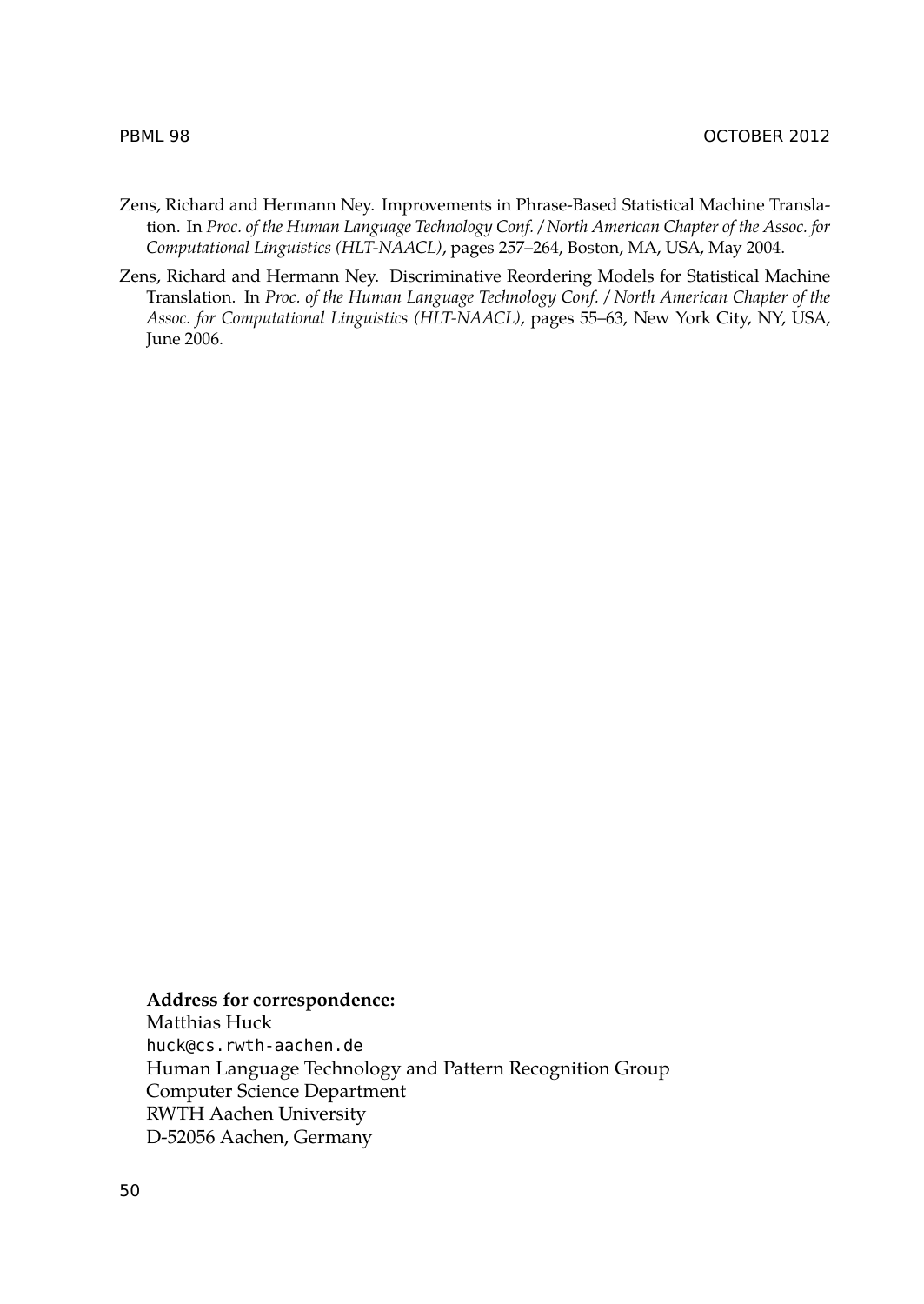Zens, Richard and Hermann Ney. Improvements in Phrase-Based Statistical Machine Translation. In *Proc. of the Human Language Technology Conf. / North American Chapter of the Assoc. for Computational Linguistics (HLT-NAACL)*, pages 257–264, Boston, MA, USA, May 2004.

Zens, Richard and Hermann Ney. Discriminative Reordering Models for Statistical Machine Translation. In *Proc. of the Human Language Technology Conf. / North American Chapter of the Assoc. for Computational Linguistics (HLT-NAACL)*, pages 55–63, New York City, NY, USA, June 2006.

**Address for correspondence:**
Matthias Huck
huck@cs.rwth-aachen.de
Human Language Technology and Pattern Recognition Group
Computer Science Department
RWTH Aachen University
D-52056 Aachen, Germany